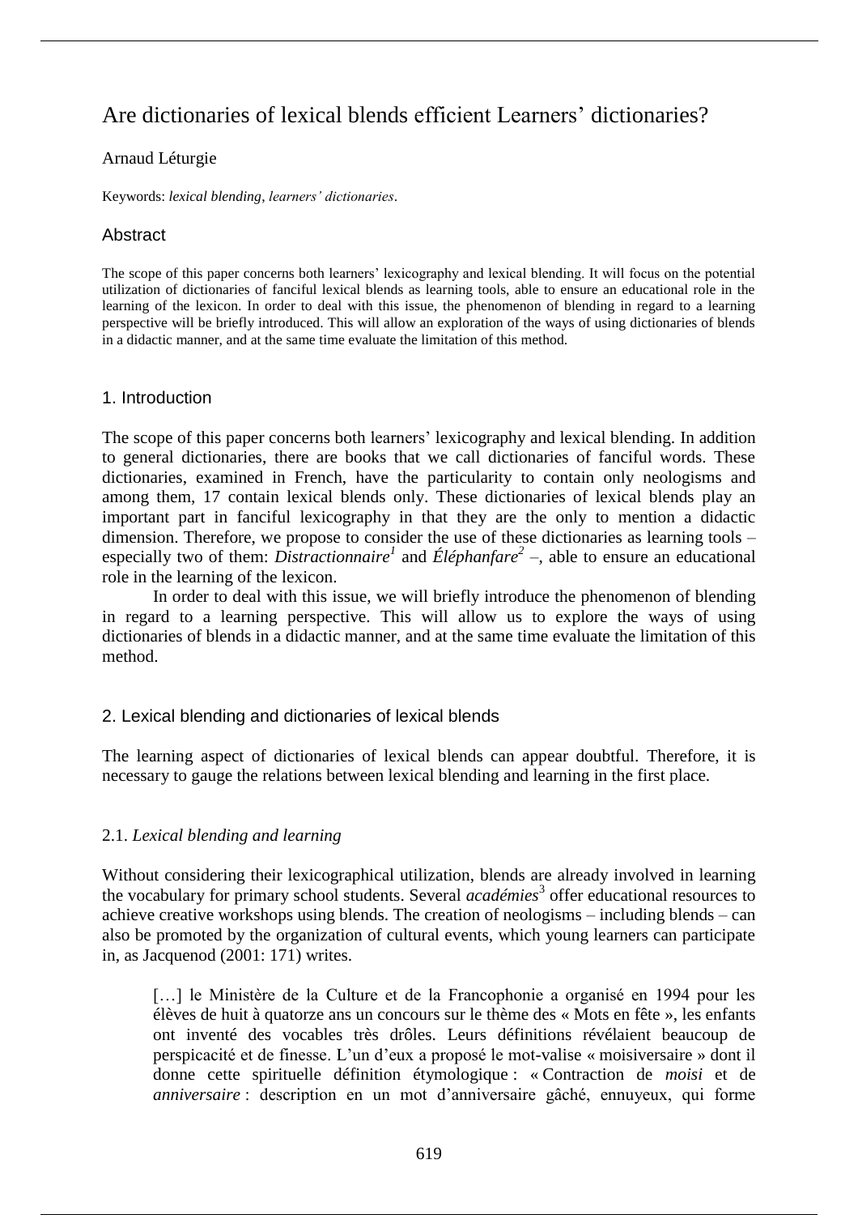# Are dictionaries of lexical blends efficient Learners' dictionaries?

Arnaud Léturgie

Keywords: *lexical blending*, *learners' dictionaries*.

## Abstract

The scope of this paper concerns both learners' lexicography and lexical blending. It will focus on the potential utilization of dictionaries of fanciful lexical blends as learning tools, able to ensure an educational role in the learning of the lexicon. In order to deal with this issue, the phenomenon of blending in regard to a learning perspective will be briefly introduced. This will allow an exploration of the ways of using dictionaries of blends in a didactic manner, and at the same time evaluate the limitation of this method.

## 1. Introduction

The scope of this paper concerns both learners' lexicography and lexical blending. In addition to general dictionaries, there are books that we call dictionaries of fanciful words. These dictionaries, examined in French, have the particularity to contain only neologisms and among them, 17 contain lexical blends only. These dictionaries of lexical blends play an important part in fanciful lexicography in that they are the only to mention a didactic dimension. Therefore, we propose to consider the use of these dictionaries as learning tools – especially two of them: *Distractionnaire*[1] and *Éléphanfare*[2] –, able to ensure an educational role in the learning of the lexicon.

In order to deal with this issue, we will briefly introduce the phenomenon of blending in regard to a learning perspective. This will allow us to explore the ways of using dictionaries of blends in a didactic manner, and at the same time evaluate the limitation of this method.

## 2. Lexical blending and dictionaries of lexical blends

The learning aspect of dictionaries of lexical blends can appear doubtful. Therefore, it is necessary to gauge the relations between lexical blending and learning in the first place.

### 2.1. *Lexical blending and learning*

Without considering their lexicographical utilization, blends are already involved in learning the vocabulary for primary school students. Several *académies*[3] offer educational resources to achieve creative workshops using blends. The creation of neologisms – including blends – can also be promoted by the organization of cultural events, which young learners can participate in, as Jacquenod (2001: 171) writes.

> […] le Ministère de la Culture et de la Francophonie a organisé en 1994 pour les élèves de huit à quatorze ans un concours sur le thème des « Mots en fête », les enfants ont inventé des vocables très drôles. Leurs définitions révélaient beaucoup de perspicacité et de finesse. L'un d'eux a proposé le mot-valise « moisiversaire » dont il donne cette spirituelle définition étymologique : « Contraction de *moisi* et de *anniversaire* : description en un mot d'anniversaire gâché, ennuyeux, qui forme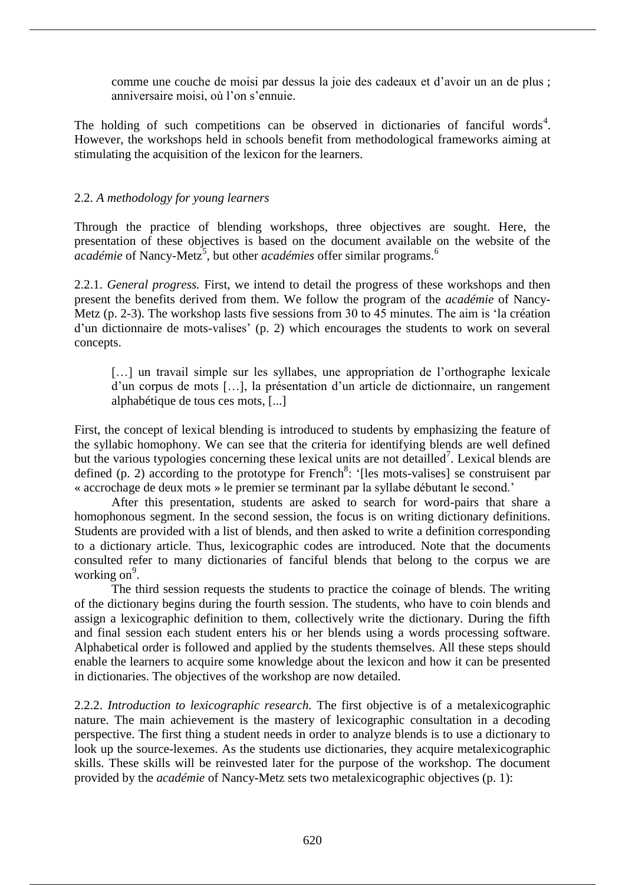> comme une couche de moisi par dessus la joie des cadeaux et d'avoir un an de plus ; anniversaire moisi, où l'on s'ennuie.

The holding of such competitions can be observed in dictionaries of fanciful words[4]. However, the workshops held in schools benefit from methodological frameworks aiming at stimulating the acquisition of the lexicon for the learners.

### 2.2. *A methodology for young learners*

Through the practice of blending workshops, three objectives are sought. Here, the presentation of these objectives is based on the document available on the website of the *académie* of Nancy-Metz[5], but other *académies* offer similar programs.[6]

2.2.1. *General progress.* First, we intend to detail the progress of these workshops and then present the benefits derived from them. We follow the program of the *académie* of Nancy-Metz (p. 2-3). The workshop lasts five sessions from 30 to 45 minutes. The aim is 'la création d'un dictionnaire de mots-valises' (p. 2) which encourages the students to work on several concepts.

> […] un travail simple sur les syllabes, une appropriation de l'orthographe lexicale d'un corpus de mots […], la présentation d'un article de dictionnaire, un rangement alphabétique de tous ces mots, [...]

First, the concept of lexical blending is introduced to students by emphasizing the feature of the syllabic homophony. We can see that the criteria for identifying blends are well defined but the various typologies concerning these lexical units are not detailled[7]. Lexical blends are defined (p. 2) according to the prototype for French[8]: '[les mots-valises] se construisent par « accrochage de deux mots » le premier se terminant par la syllabe débutant le second.'

After this presentation, students are asked to search for word-pairs that share a homophonous segment. In the second session, the focus is on writing dictionary definitions. Students are provided with a list of blends, and then asked to write a definition corresponding to a dictionary article. Thus, lexicographic codes are introduced. Note that the documents consulted refer to many dictionaries of fanciful blends that belong to the corpus we are working on[9].

The third session requests the students to practice the coinage of blends. The writing of the dictionary begins during the fourth session. The students, who have to coin blends and assign a lexicographic definition to them, collectively write the dictionary. During the fifth and final session each student enters his or her blends using a words processing software. Alphabetical order is followed and applied by the students themselves. All these steps should enable the learners to acquire some knowledge about the lexicon and how it can be presented in dictionaries. The objectives of the workshop are now detailed.

2.2.2. *Introduction to lexicographic research.* The first objective is of a metalexicographic nature. The main achievement is the mastery of lexicographic consultation in a decoding perspective. The first thing a student needs in order to analyze blends is to use a dictionary to look up the source-lexemes. As the students use dictionaries, they acquire metalexicographic skills. These skills will be reinvested later for the purpose of the workshop. The document provided by the *académie* of Nancy-Metz sets two metalexicographic objectives (p. 1):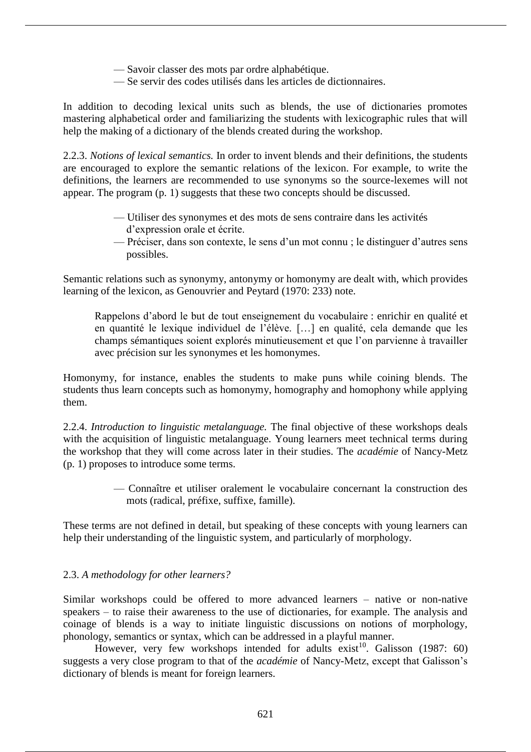— Savoir classer des mots par ordre alphabétique.
— Se servir des codes utilisés dans les articles de dictionnaires.

In addition to decoding lexical units such as blends, the use of dictionaries promotes mastering alphabetical order and familiarizing the students with lexicographic rules that will help the making of a dictionary of the blends created during the workshop.

2.2.3. *Notions of lexical semantics.* In order to invent blends and their definitions, the students are encouraged to explore the semantic relations of the lexicon. For example, to write the definitions, the learners are recommended to use synonyms so the source-lexemes will not appear. The program (p. 1) suggests that these two concepts should be discussed.

> — Utiliser des synonymes et des mots de sens contraire dans les activités d'expression orale et écrite.
> — Préciser, dans son contexte, le sens d'un mot connu ; le distinguer d'autres sens possibles.

Semantic relations such as synonymy, antonymy or homonymy are dealt with, which provides learning of the lexicon, as Genouvrier and Peytard (1970: 233) note.

> Rappelons d'abord le but de tout enseignement du vocabulaire : enrichir en qualité et en quantité le lexique individuel de l'élève. […] en qualité, cela demande que les champs sémantiques soient explorés minutieusement et que l'on parvienne à travailler avec précision sur les synonymes et les homonymes.

Homonymy, for instance, enables the students to make puns while coining blends. The students thus learn concepts such as homonymy, homography and homophony while applying them.

2.2.4. *Introduction to linguistic metalanguage.* The final objective of these workshops deals with the acquisition of linguistic metalanguage. Young learners meet technical terms during the workshop that they will come across later in their studies. The *académie* of Nancy-Metz (p. 1) proposes to introduce some terms.

> — Connaître et utiliser oralement le vocabulaire concernant la construction des mots (radical, préfixe, suffixe, famille).

These terms are not defined in detail, but speaking of these concepts with young learners can help their understanding of the linguistic system, and particularly of morphology.

### 2.3. *A methodology for other learners?*

Similar workshops could be offered to more advanced learners – native or non-native speakers – to raise their awareness to the use of dictionaries, for example. The analysis and coinage of blends is a way to initiate linguistic discussions on notions of morphology, phonology, semantics or syntax, which can be addressed in a playful manner.

However, very few workshops intended for adults exist[10]. Galisson (1987: 60) suggests a very close program to that of the *académie* of Nancy-Metz, except that Galisson's dictionary of blends is meant for foreign learners.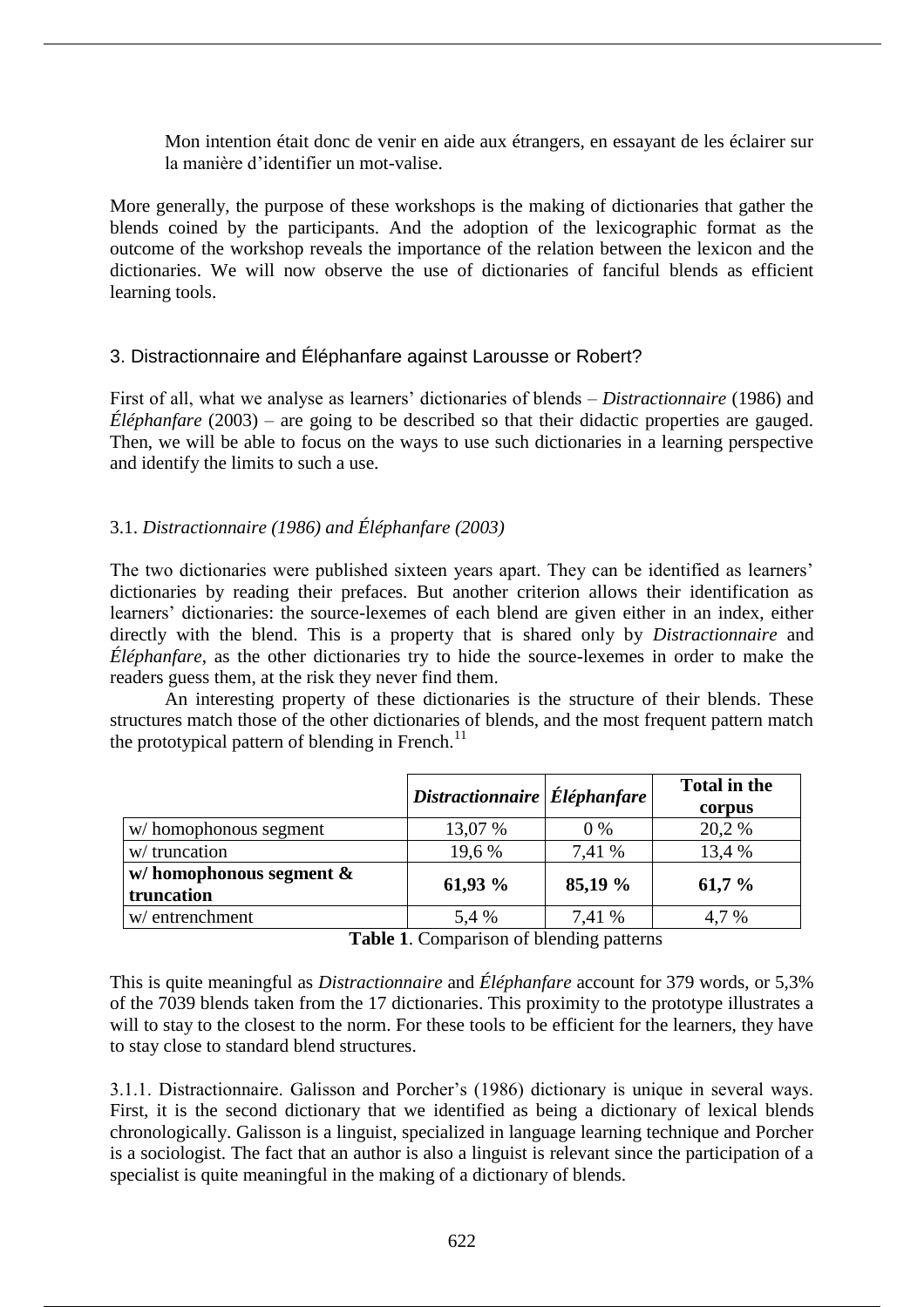> Mon intention était donc de venir en aide aux étrangers, en essayant de les éclairer sur la manière d'identifier un mot-valise.

More generally, the purpose of these workshops is the making of dictionaries that gather the blends coined by the participants. And the adoption of the lexicographic format as the outcome of the workshop reveals the importance of the relation between the lexicon and the dictionaries. We will now observe the use of dictionaries of fanciful blends as efficient learning tools.

## 3. Distractionnaire and Éléphanfare against Larousse or Robert?

First of all, what we analyse as learners' dictionaries of blends – *Distractionnaire* (1986) and *Éléphanfare* (2003) – are going to be described so that their didactic properties are gauged. Then, we will be able to focus on the ways to use such dictionaries in a learning perspective and identify the limits to such a use.

### 3.1. *Distractionnaire (1986) and Éléphanfare (2003)*

The two dictionaries were published sixteen years apart. They can be identified as learners' dictionaries by reading their prefaces. But another criterion allows their identification as learners' dictionaries: the source-lexemes of each blend are given either in an index, either directly with the blend. This is a property that is shared only by *Distractionnaire* and *Éléphanfare*, as the other dictionaries try to hide the source-lexemes in order to make the readers guess them, at the risk they never find them.

An interesting property of these dictionaries is the structure of their blends. These structures match those of the other dictionaries of blends, and the most frequent pattern match the prototypical pattern of blending in French.[11]

| | ***Distractionnaire*** | ***Éléphanfare*** | **Total in the corpus** |
|---|---|---|---|
| w/ homophonous segment | 13,07 % | 0 % | 20,2 % |
| w/ truncation | 19,6 % | 7,41 % | 13,4 % |
| **w/ homophonous segment & truncation** | **61,93 %** | **85,19 %** | **61,7 %** |
| w/ entrenchment | 5,4 % | 7,41 % | 4,7 % |

**Table 1**. Comparison of blending patterns

This is quite meaningful as *Distractionnaire* and *Éléphanfare* account for 379 words, or 5,3% of the 7039 blends taken from the 17 dictionaries. This proximity to the prototype illustrates a will to stay to the closest to the norm. For these tools to be efficient for the learners, they have to stay close to standard blend structures.

3.1.1. Distractionnaire. Galisson and Porcher's (1986) dictionary is unique in several ways. First, it is the second dictionary that we identified as being a dictionary of lexical blends chronologically. Galisson is a linguist, specialized in language learning technique and Porcher is a sociologist. The fact that an author is also a linguist is relevant since the participation of a specialist is quite meaningful in the making of a dictionary of blends.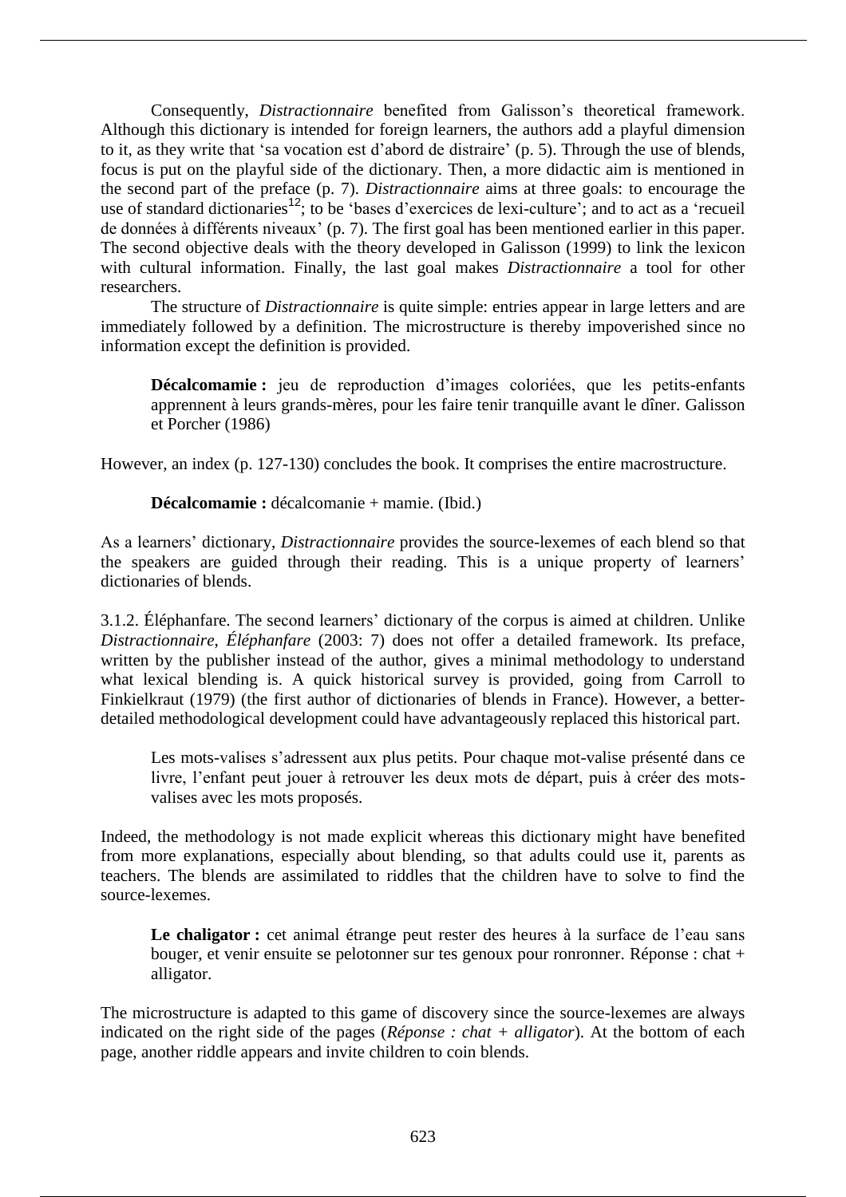Consequently, *Distractionnaire* benefited from Galisson's theoretical framework. Although this dictionary is intended for foreign learners, the authors add a playful dimension to it, as they write that 'sa vocation est d'abord de distraire' (p. 5). Through the use of blends, focus is put on the playful side of the dictionary. Then, a more didactic aim is mentioned in the second part of the preface (p. 7). *Distractionnaire* aims at three goals: to encourage the use of standard dictionaries[12]; to be 'bases d'exercices de lexi-culture'; and to act as a 'recueil de données à différents niveaux' (p. 7). The first goal has been mentioned earlier in this paper. The second objective deals with the theory developed in Galisson (1999) to link the lexicon with cultural information. Finally, the last goal makes *Distractionnaire* a tool for other researchers.

The structure of *Distractionnaire* is quite simple: entries appear in large letters and are immediately followed by a definition. The microstructure is thereby impoverished since no information except the definition is provided.

> **Décalcomamie :** jeu de reproduction d'images coloriées, que les petits-enfants apprennent à leurs grands-mères, pour les faire tenir tranquille avant le dîner. Galisson et Porcher (1986)

However, an index (p. 127-130) concludes the book. It comprises the entire macrostructure.

> **Décalcomamie :** décalcomanie + mamie. (Ibid.)

As a learners' dictionary, *Distractionnaire* provides the source-lexemes of each blend so that the speakers are guided through their reading. This is a unique property of learners' dictionaries of blends.

3.1.2. Éléphanfare. The second learners' dictionary of the corpus is aimed at children. Unlike *Distractionnaire*, *Éléphanfare* (2003: 7) does not offer a detailed framework. Its preface, written by the publisher instead of the author, gives a minimal methodology to understand what lexical blending is. A quick historical survey is provided, going from Carroll to Finkielkraut (1979) (the first author of dictionaries of blends in France). However, a better-detailed methodological development could have advantageously replaced this historical part.

> Les mots-valises s'adressent aux plus petits. Pour chaque mot-valise présenté dans ce livre, l'enfant peut jouer à retrouver les deux mots de départ, puis à créer des mots-valises avec les mots proposés.

Indeed, the methodology is not made explicit whereas this dictionary might have benefited from more explanations, especially about blending, so that adults could use it, parents as teachers. The blends are assimilated to riddles that the children have to solve to find the source-lexemes.

> **Le chaligator :** cet animal étrange peut rester des heures à la surface de l'eau sans bouger, et venir ensuite se pelotonner sur tes genoux pour ronronner. Réponse : chat + alligator.

The microstructure is adapted to this game of discovery since the source-lexemes are always indicated on the right side of the pages (*Réponse : chat + alligator*). At the bottom of each page, another riddle appears and invite children to coin blends.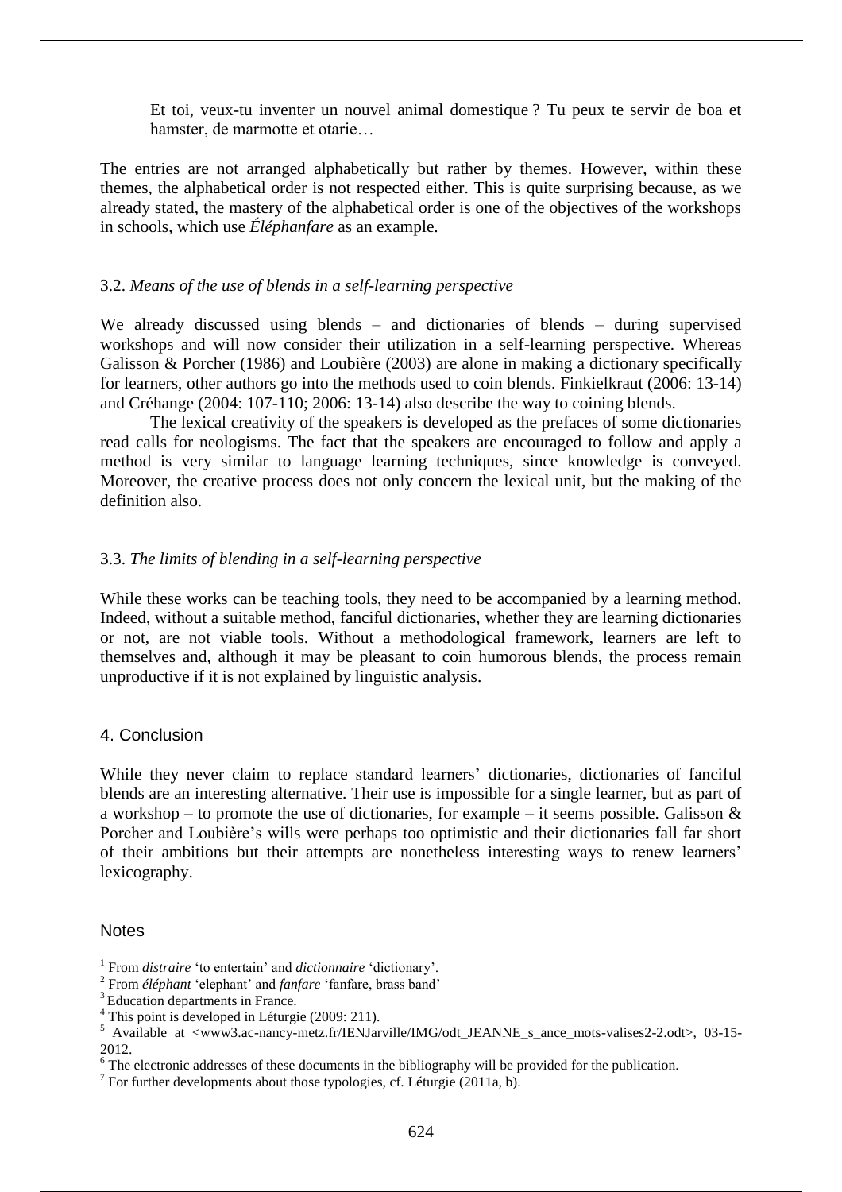> Et toi, veux-tu inventer un nouvel animal domestique ? Tu peux te servir de boa et hamster, de marmotte et otarie…

The entries are not arranged alphabetically but rather by themes. However, within these themes, the alphabetical order is not respected either. This is quite surprising because, as we already stated, the mastery of the alphabetical order is one of the objectives of the workshops in schools, which use *Éléphanfare* as an example.

### 3.2. *Means of the use of blends in a self-learning perspective*

We already discussed using blends – and dictionaries of blends – during supervised workshops and will now consider their utilization in a self-learning perspective. Whereas Galisson & Porcher (1986) and Loubière (2003) are alone in making a dictionary specifically for learners, other authors go into the methods used to coin blends. Finkielkraut (2006: 13-14) and Créhange (2004: 107-110; 2006: 13-14) also describe the way to coining blends.

The lexical creativity of the speakers is developed as the prefaces of some dictionaries read calls for neologisms. The fact that the speakers are encouraged to follow and apply a method is very similar to language learning techniques, since knowledge is conveyed. Moreover, the creative process does not only concern the lexical unit, but the making of the definition also.

### 3.3. *The limits of blending in a self-learning perspective*

While these works can be teaching tools, they need to be accompanied by a learning method. Indeed, without a suitable method, fanciful dictionaries, whether they are learning dictionaries or not, are not viable tools. Without a methodological framework, learners are left to themselves and, although it may be pleasant to coin humorous blends, the process remain unproductive if it is not explained by linguistic analysis.

## 4. Conclusion

While they never claim to replace standard learners' dictionaries, dictionaries of fanciful blends are an interesting alternative. Their use is impossible for a single learner, but as part of a workshop – to promote the use of dictionaries, for example – it seems possible. Galisson & Porcher and Loubière's wills were perhaps too optimistic and their dictionaries fall far short of their ambitions but their attempts are nonetheless interesting ways to renew learners' lexicography.

## Notes

[1] From *distraire* 'to entertain' and *dictionnaire* 'dictionary'.

[2] From *éléphant* 'elephant' and *fanfare* 'fanfare, brass band'

[3] Education departments in France.

[4] This point is developed in Léturgie (2009: 211).

[5] Available at <www3.ac-nancy-metz.fr/IENJarville/IMG/odt_JEANNE_s_ance_mots-valises2-2.odt>, 03-15-2012.

[6] The electronic addresses of these documents in the bibliography will be provided for the publication.

[7] For further developments about those typologies, cf. Léturgie (2011a, b).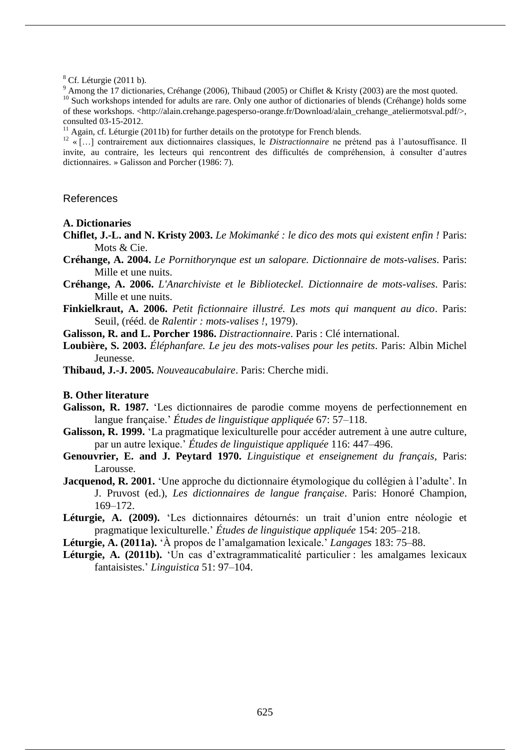[8] Cf. Léturgie (2011 b).

[9] Among the 17 dictionaries, Créhange (2006), Thibaud (2005) or Chiflet & Kristy (2003) are the most quoted.

[10] Such workshops intended for adults are rare. Only one author of dictionaries of blends (Créhange) holds some of these workshops. <http://alain.crehange.pagesperso-orange.fr/Download/alain_crehange_ateliermotsval.pdf/>, consulted 03-15-2012.

[11] Again, cf. Léturgie (2011b) for further details on the prototype for French blends.

[12] « […] contrairement aux dictionnaires classiques, le *Distractionnaire* ne prétend pas à l'autosuffisance. Il invite, au contraire, les lecteurs qui rencontrent des difficultés de compréhension, à consulter d'autres dictionnaires. » Galisson and Porcher (1986: 7).

## References

### A. Dictionaries

**Chiflet, J.-L. and N. Kristy 2003.** *Le Mokimanké : le dico des mots qui existent enfin !* Paris: Mots & Cie.

**Créhange, A. 2004.** *Le Pornithorynque est un salopare. Dictionnaire de mots-valises*. Paris: Mille et une nuits.

**Créhange, A. 2006.** *L'Anarchiviste et le Biblioteckel. Dictionnaire de mots-valises*. Paris: Mille et une nuits.

**Finkielkraut, A. 2006.** *Petit fictionnaire illustré. Les mots qui manquent au dico*. Paris: Seuil, (rééd. de *Ralentir : mots-valises !*, 1979).

**Galisson, R. and L. Porcher 1986.** *Distractionnaire*. Paris : Clé international.

**Loubière, S. 2003.** *Éléphanfare. Le jeu des mots-valises pour les petits*. Paris: Albin Michel Jeunesse.

**Thibaud, J.-J. 2005.** *Nouveaucabulaire*. Paris: Cherche midi.

### B. Other literature

**Galisson, R. 1987.** 'Les dictionnaires de parodie comme moyens de perfectionnement en langue française.' *Études de linguistique appliquée* 67: 57–118.

**Galisson, R. 1999.** 'La pragmatique lexiculturelle pour accéder autrement à une autre culture, par un autre lexique.' *Études de linguistique appliquée* 116: 447–496.

**Genouvrier, E. and J. Peytard 1970.** *Linguistique et enseignement du français*, Paris: Larousse.

**Jacquenod, R. 2001.** 'Une approche du dictionnaire étymologique du collégien à l'adulte'. In J. Pruvost (ed.), *Les dictionnaires de langue française*. Paris: Honoré Champion, 169–172.

**Léturgie, A. (2009).** 'Les dictionnaires détournés: un trait d'union entre néologie et pragmatique lexiculturelle.' *Études de linguistique appliquée* 154: 205–218.

**Léturgie, A. (2011a).** 'À propos de l'amalgamation lexicale.' *Langages* 183: 75–88.

**Léturgie, A. (2011b).** 'Un cas d'extragrammaticalité particulier : les amalgames lexicaux fantaisistes.' *Linguistica* 51: 97–104.